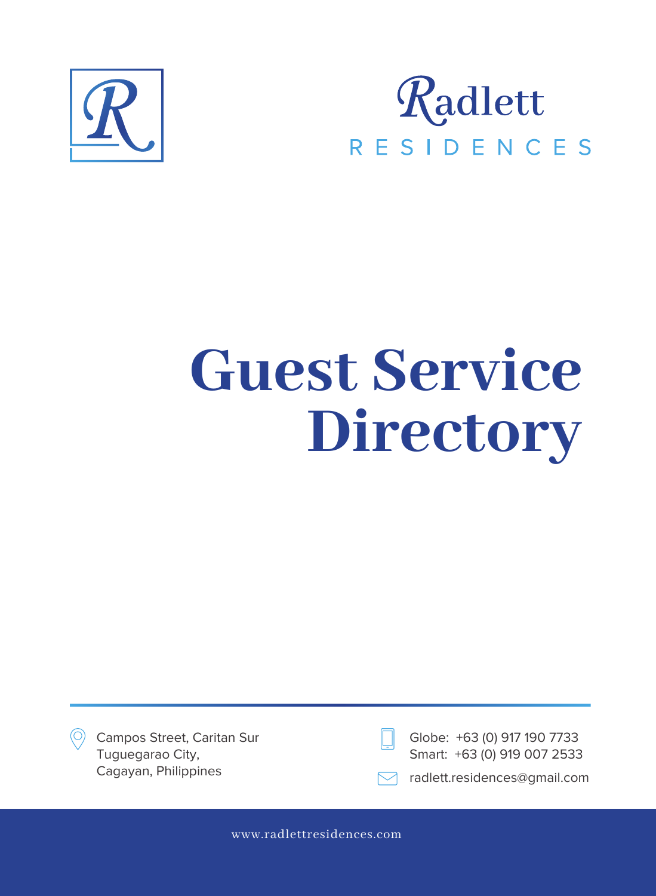Radlett
RESIDENCES

# Guest Service Directory

Campos Street, Caritan Sur
Tuguegarao City,
Cagayan, Philippines

Globe: +63 (0) 917 190 7733
Smart: +63 (0) 919 007 2533

radlett.residences@gmail.com

www.radlettresidences.com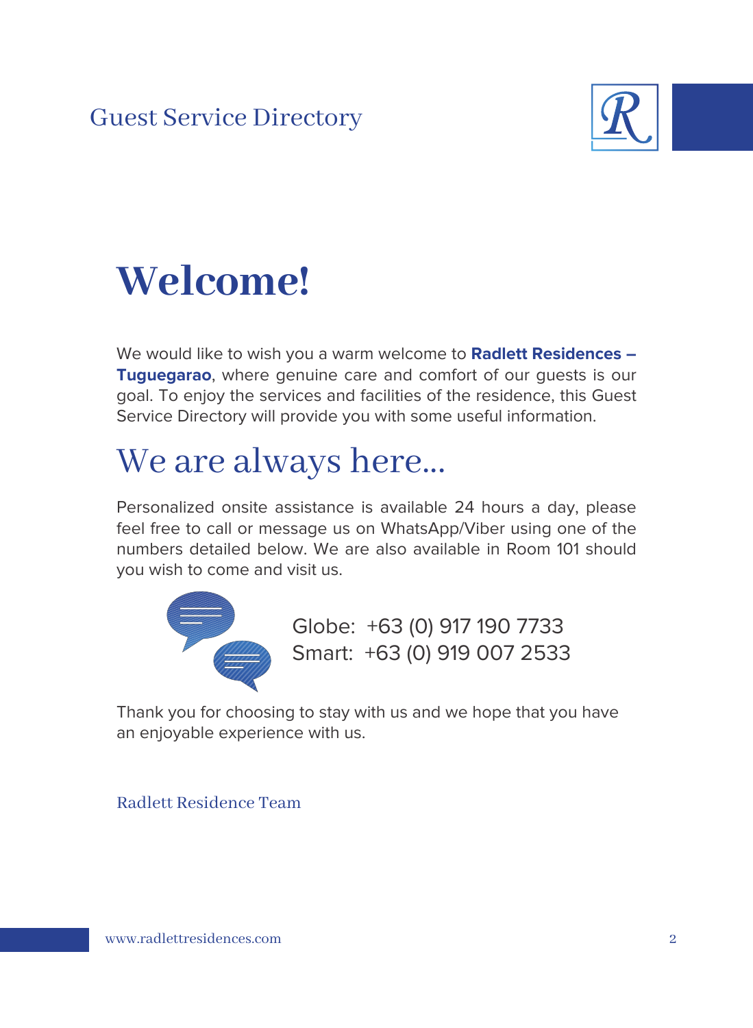# Welcome!

We would like to wish you a warm welcome to **Radlett Residences – Tuguegarao**, where genuine care and comfort of our guests is our goal. To enjoy the services and facilities of the residence, this Guest Service Directory will provide you with some useful information.

## We are always here...

Personalized onsite assistance is available 24 hours a day, please feel free to call or message us on WhatsApp/Viber using one of the numbers detailed below. We are also available in Room 101 should you wish to come and visit us.

Globe: +63 (0) 917 190 7733
Smart: +63 (0) 919 007 2533

Thank you for choosing to stay with us and we hope that you have an enjoyable experience with us.

Radlett Residence Team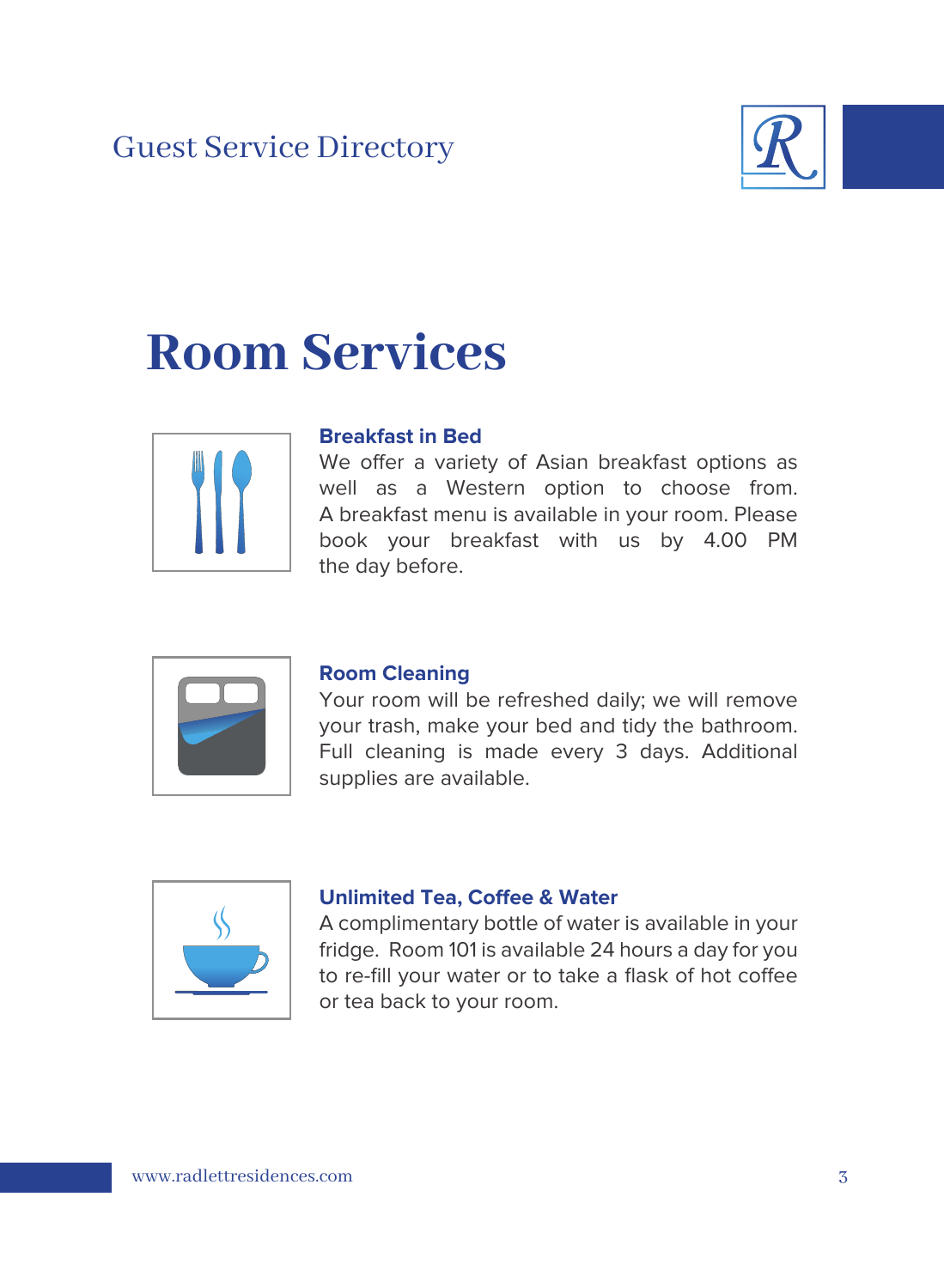# Room Services

### Breakfast in Bed

We offer a variety of Asian breakfast options as well as a Western option to choose from. A breakfast menu is available in your room. Please book your breakfast with us by 4.00 PM the day before.

### Room Cleaning

Your room will be refreshed daily; we will remove your trash, make your bed and tidy the bathroom. Full cleaning is made every 3 days. Additional supplies are available.

### Unlimited Tea, Coffee & Water

A complimentary bottle of water is available in your fridge. Room 101 is available 24 hours a day for you to re-fill your water or to take a flask of hot coffee or tea back to your room.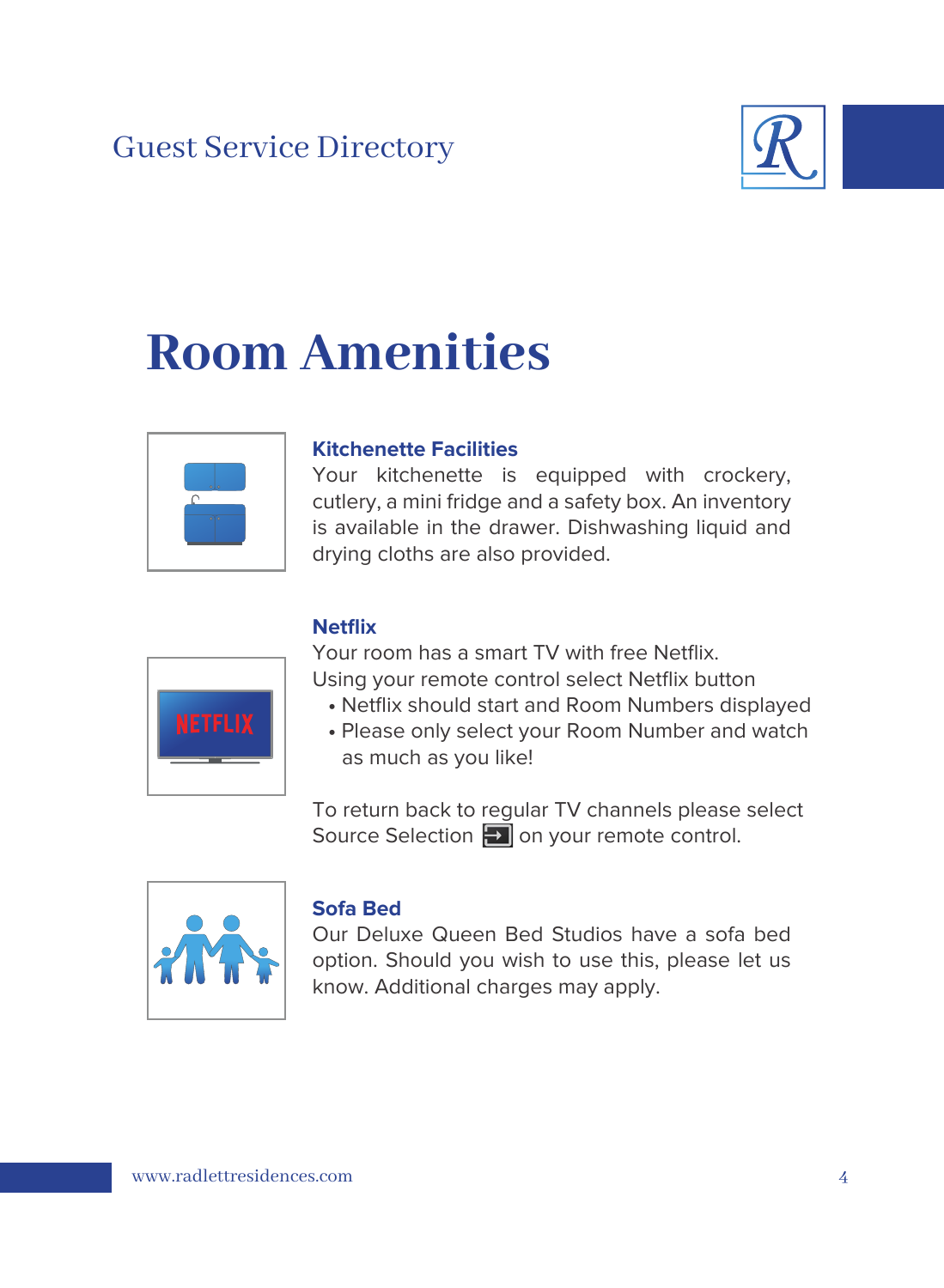# Room Amenities

### Kitchenette Facilities

Your kitchenette is equipped with crockery, cutlery, a mini fridge and a safety box. An inventory is available in the drawer. Dishwashing liquid and drying cloths are also provided.

### Netflix

Your room has a smart TV with free Netflix.
Using your remote control select Netflix button

- Netflix should start and Room Numbers displayed
- Please only select your Room Number and watch as much as you like!

To return back to regular TV channels please select Source Selection on your remote control.

### Sofa Bed

Our Deluxe Queen Bed Studios have a sofa bed option. Should you wish to use this, please let us know. Additional charges may apply.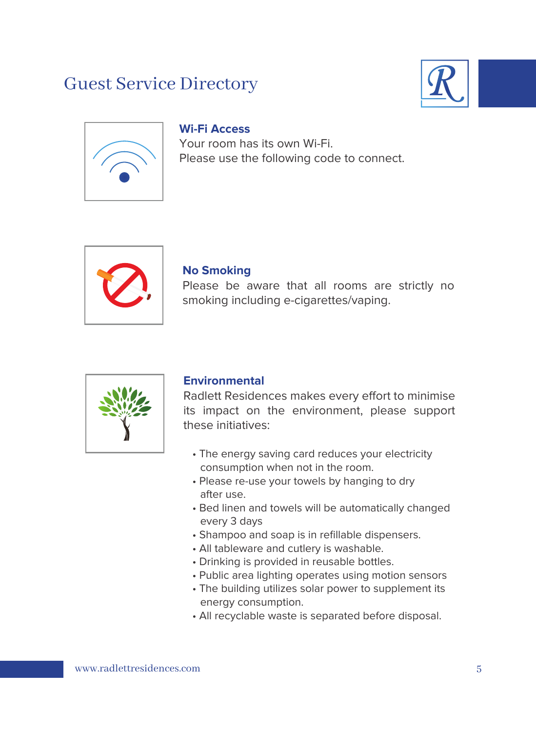# Guest Service Directory

### Wi-Fi Access

Your room has its own Wi-Fi.
Please use the following code to connect.

### No Smoking

Please be aware that all rooms are strictly no smoking including e-cigarettes/vaping.

### Environmental

Radlett Residences makes every effort to minimise its impact on the environment, please support these initiatives:

- The energy saving card reduces your electricity consumption when not in the room.
- Please re-use your towels by hanging to dry after use.
- Bed linen and towels will be automatically changed every 3 days
- Shampoo and soap is in refillable dispensers.
- All tableware and cutlery is washable.
- Drinking is provided in reusable bottles.
- Public area lighting operates using motion sensors
- The building utilizes solar power to supplement its energy consumption.
- All recyclable waste is separated before disposal.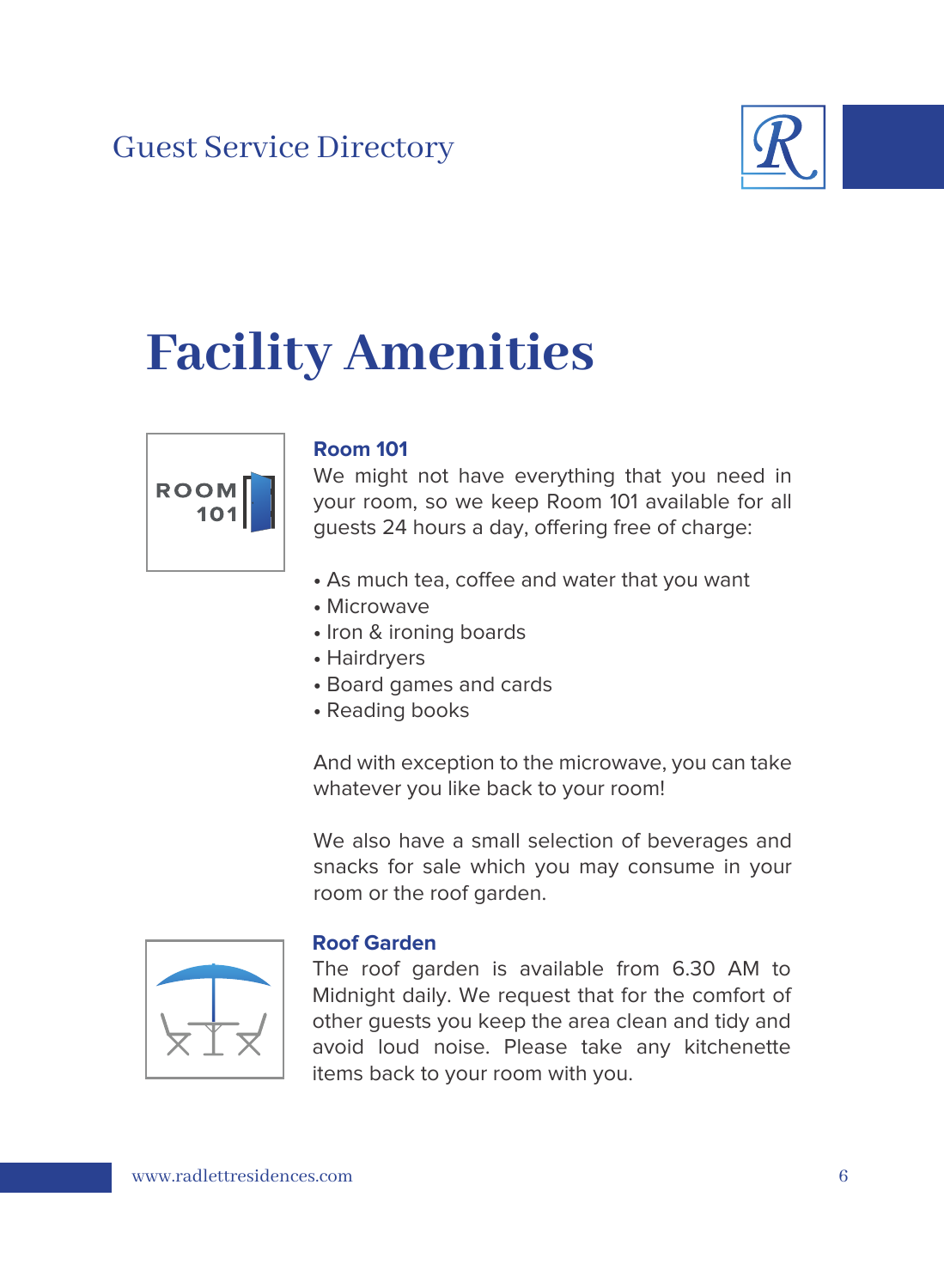# Facility Amenities

### Room 101

We might not have everything that you need in your room, so we keep Room 101 available for all guests 24 hours a day, offering free of charge:

- As much tea, coffee and water that you want
- Microwave
- Iron & ironing boards
- Hairdryers
- Board games and cards
- Reading books

And with exception to the microwave, you can take whatever you like back to your room!

We also have a small selection of beverages and snacks for sale which you may consume in your room or the roof garden.

### Roof Garden

The roof garden is available from 6.30 AM to Midnight daily. We request that for the comfort of other guests you keep the area clean and tidy and avoid loud noise. Please take any kitchenette items back to your room with you.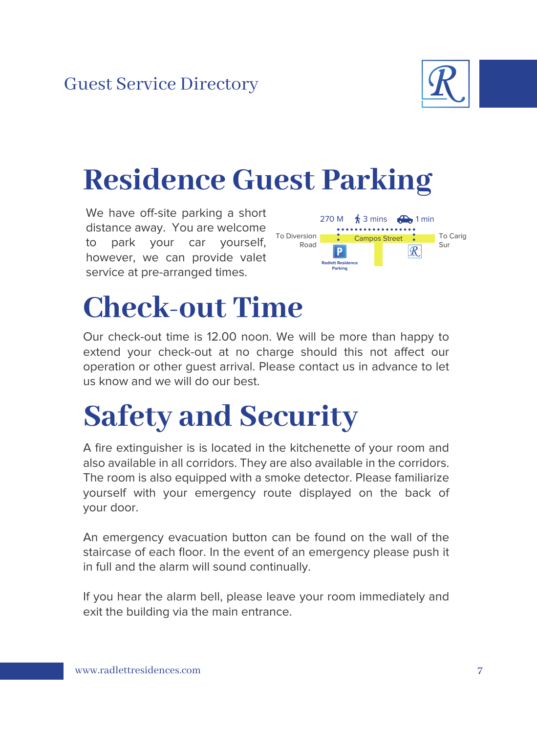# Residence Guest Parking

We have off-site parking a short distance away. You are welcome to park your car yourself, however, we can provide valet service at pre-arranged times.

270 M 3 mins 1 min

To Diversion Road Campos Street To Carig Sur

Radlett Residence Parking

# Check-out Time

Our check-out time is 12.00 noon. We will be more than happy to extend your check-out at no charge should this not affect our operation or other guest arrival. Please contact us in advance to let us know and we will do our best.

# Safety and Security

A fire extinguisher is is located in the kitchenette of your room and also available in all corridors. They are also available in the corridors. The room is also equipped with a smoke detector. Please familiarize yourself with your emergency route displayed on the back of your door.

An emergency evacuation button can be found on the wall of the staircase of each floor. In the event of an emergency please push it in full and the alarm will sound continually.

If you hear the alarm bell, please leave your room immediately and exit the building via the main entrance.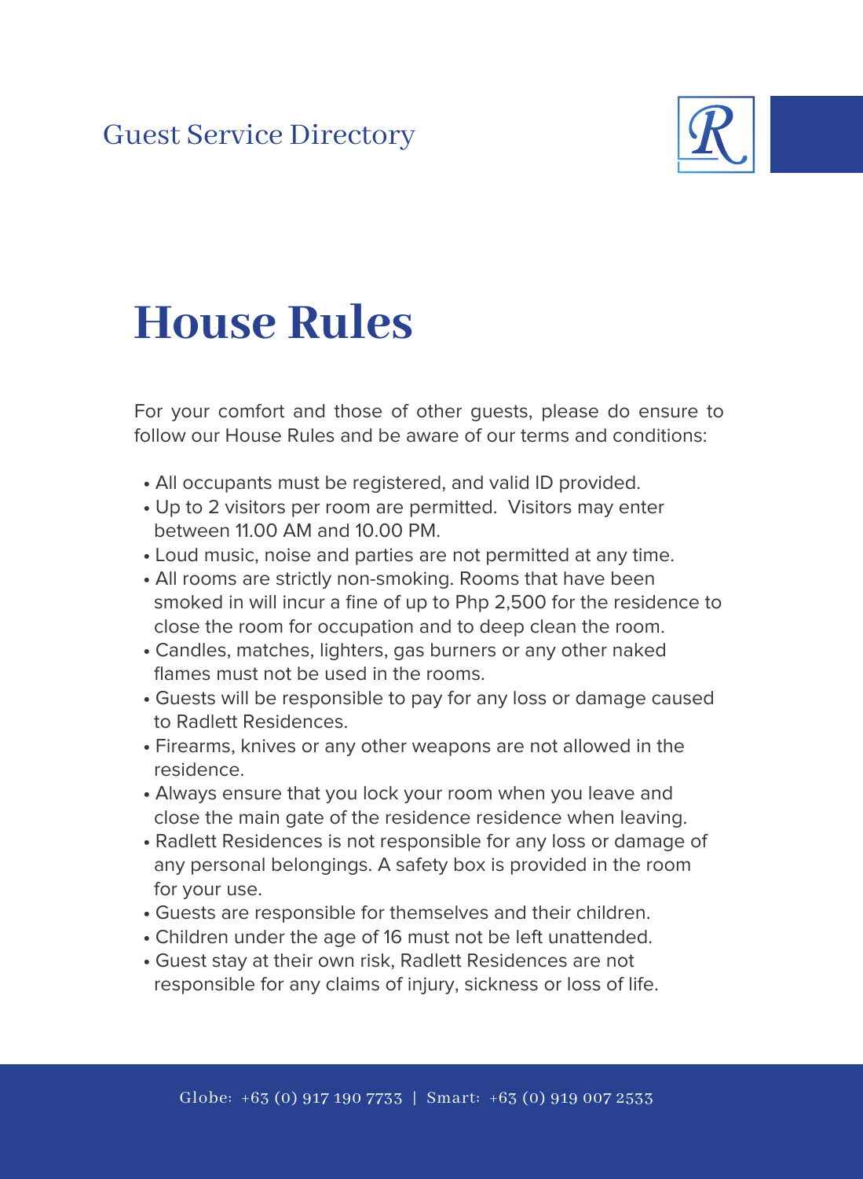# House Rules

For your comfort and those of other guests, please do ensure to follow our House Rules and be aware of our terms and conditions:

- All occupants must be registered, and valid ID provided.
- Up to 2 visitors per room are permitted. Visitors may enter between 11.00 AM and 10.00 PM.
- Loud music, noise and parties are not permitted at any time.
- All rooms are strictly non-smoking. Rooms that have been smoked in will incur a fine of up to Php 2,500 for the residence to close the room for occupation and to deep clean the room.
- Candles, matches, lighters, gas burners or any other naked flames must not be used in the rooms.
- Guests will be responsible to pay for any loss or damage caused to Radlett Residences.
- Firearms, knives or any other weapons are not allowed in the residence.
- Always ensure that you lock your room when you leave and close the main gate of the residence residence when leaving.
- Radlett Residences is not responsible for any loss or damage of any personal belongings. A safety box is provided in the room for your use.
- Guests are responsible for themselves and their children.
- Children under the age of 16 must not be left unattended.
- Guest stay at their own risk, Radlett Residences are not responsible for any claims of injury, sickness or loss of life.